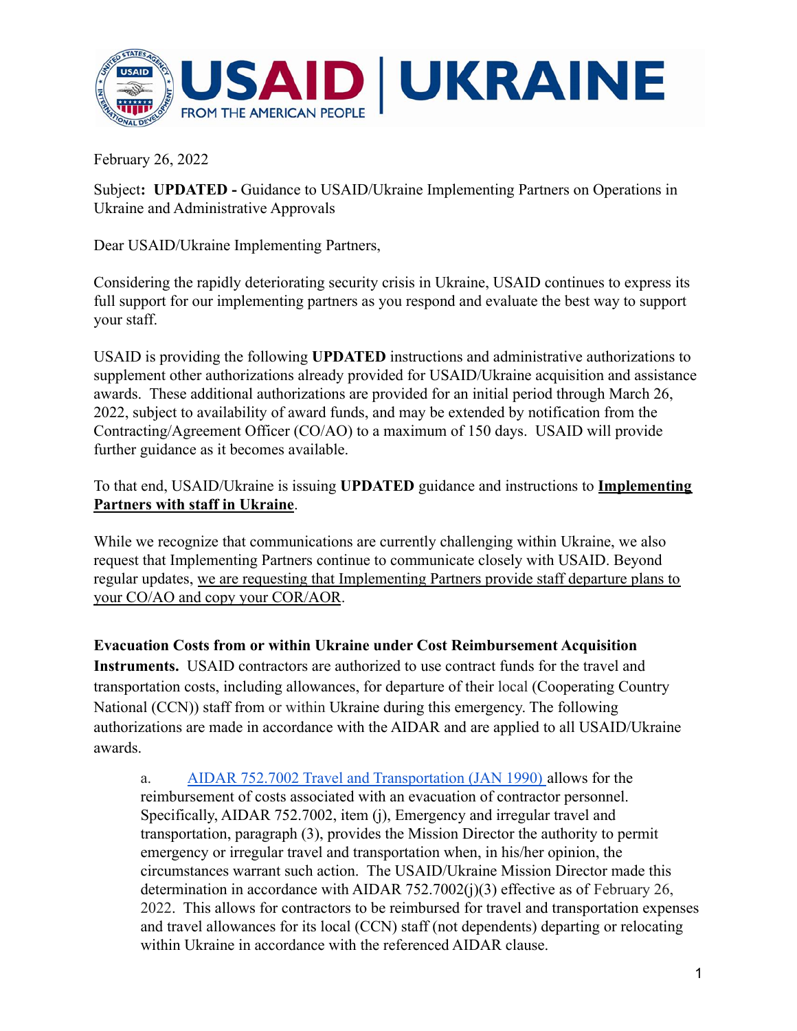February 26, 2022

Subject**:** **UPDATED -** Guidance to USAID/Ukraine Implementing Partners on Operations in Ukraine and Administrative Approvals

Dear USAID/Ukraine Implementing Partners,

Considering the rapidly deteriorating security crisis in Ukraine, USAID continues to express its full support for our implementing partners as you respond and evaluate the best way to support your staff.

USAID is providing the following **UPDATED** instructions and administrative authorizations to supplement other authorizations already provided for USAID/Ukraine acquisition and assistance awards. These additional authorizations are provided for an initial period through March 26, 2022, subject to availability of award funds, and may be extended by notification from the Contracting/Agreement Officer (CO/AO) to a maximum of 150 days. USAID will provide further guidance as it becomes available.

To that end, USAID/Ukraine is issuing **UPDATED** guidance and instructions to **Implementing Partners with staff in Ukraine**.

While we recognize that communications are currently challenging within Ukraine, we also request that Implementing Partners continue to communicate closely with USAID. Beyond regular updates, we are requesting that Implementing Partners provide staff departure plans to your CO/AO and copy your COR/AOR.

**Evacuation Costs from or within Ukraine under Cost Reimbursement Acquisition Instruments.** USAID contractors are authorized to use contract funds for the travel and transportation costs, including allowances, for departure of their local (Cooperating Country National (CCN)) staff from or within Ukraine during this emergency. The following authorizations are made in accordance with the AIDAR and are applied to all USAID/Ukraine awards.

a. AIDAR 752.7002 Travel and Transportation (JAN 1990) allows for the reimbursement of costs associated with an evacuation of contractor personnel. Specifically, AIDAR 752.7002, item (j), Emergency and irregular travel and transportation, paragraph (3), provides the Mission Director the authority to permit emergency or irregular travel and transportation when, in his/her opinion, the circumstances warrant such action. The USAID/Ukraine Mission Director made this determination in accordance with AIDAR 752.7002(j)(3) effective as of February 26, 2022. This allows for contractors to be reimbursed for travel and transportation expenses and travel allowances for its local (CCN) staff (not dependents) departing or relocating within Ukraine in accordance with the referenced AIDAR clause.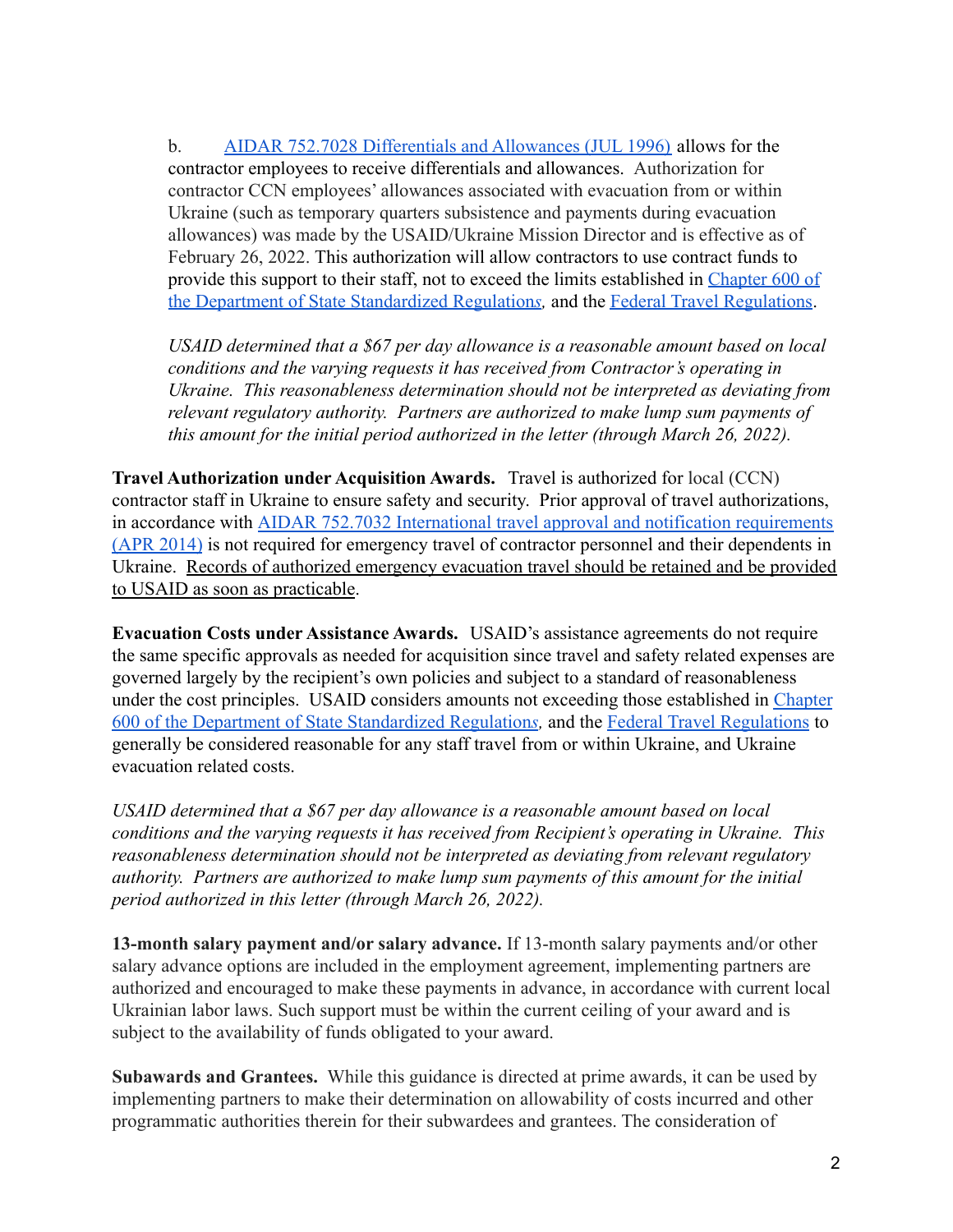b. AIDAR 752.7028 Differentials and Allowances (JUL 1996) allows for the contractor employees to receive differentials and allowances. Authorization for contractor CCN employees' allowances associated with evacuation from or within Ukraine (such as temporary quarters subsistence and payments during evacuation allowances) was made by the USAID/Ukraine Mission Director and is effective as of February 26, 2022. This authorization will allow contractors to use contract funds to provide this support to their staff, not to exceed the limits established in Chapter 600 of the Department of State Standardized Regulations, and the Federal Travel Regulations.

*USAID determined that a $67 per day allowance is a reasonable amount based on local conditions and the varying requests it has received from Contractor's operating in Ukraine. This reasonableness determination should not be interpreted as deviating from relevant regulatory authority. Partners are authorized to make lump sum payments of this amount for the initial period authorized in the letter (through March 26, 2022).*

**Travel Authorization under Acquisition Awards.** Travel is authorized for local (CCN) contractor staff in Ukraine to ensure safety and security. Prior approval of travel authorizations, in accordance with AIDAR 752.7032 International travel approval and notification requirements (APR 2014) is not required for emergency travel of contractor personnel and their dependents in Ukraine. Records of authorized emergency evacuation travel should be retained and be provided to USAID as soon as practicable.

**Evacuation Costs under Assistance Awards.** USAID's assistance agreements do not require the same specific approvals as needed for acquisition since travel and safety related expenses are governed largely by the recipient's own policies and subject to a standard of reasonableness under the cost principles. USAID considers amounts not exceeding those established in Chapter 600 of the Department of State Standardized Regulations, and the Federal Travel Regulations to generally be considered reasonable for any staff travel from or within Ukraine, and Ukraine evacuation related costs.

*USAID determined that a $67 per day allowance is a reasonable amount based on local conditions and the varying requests it has received from Recipient's operating in Ukraine. This reasonableness determination should not be interpreted as deviating from relevant regulatory authority. Partners are authorized to make lump sum payments of this amount for the initial period authorized in this letter (through March 26, 2022).*

**13-month salary payment and/or salary advance.** If 13-month salary payments and/or other salary advance options are included in the employment agreement, implementing partners are authorized and encouraged to make these payments in advance, in accordance with current local Ukrainian labor laws. Such support must be within the current ceiling of your award and is subject to the availability of funds obligated to your award.

**Subawards and Grantees.** While this guidance is directed at prime awards, it can be used by implementing partners to make their determination on allowability of costs incurred and other programmatic authorities therein for their subawardees and grantees. The consideration of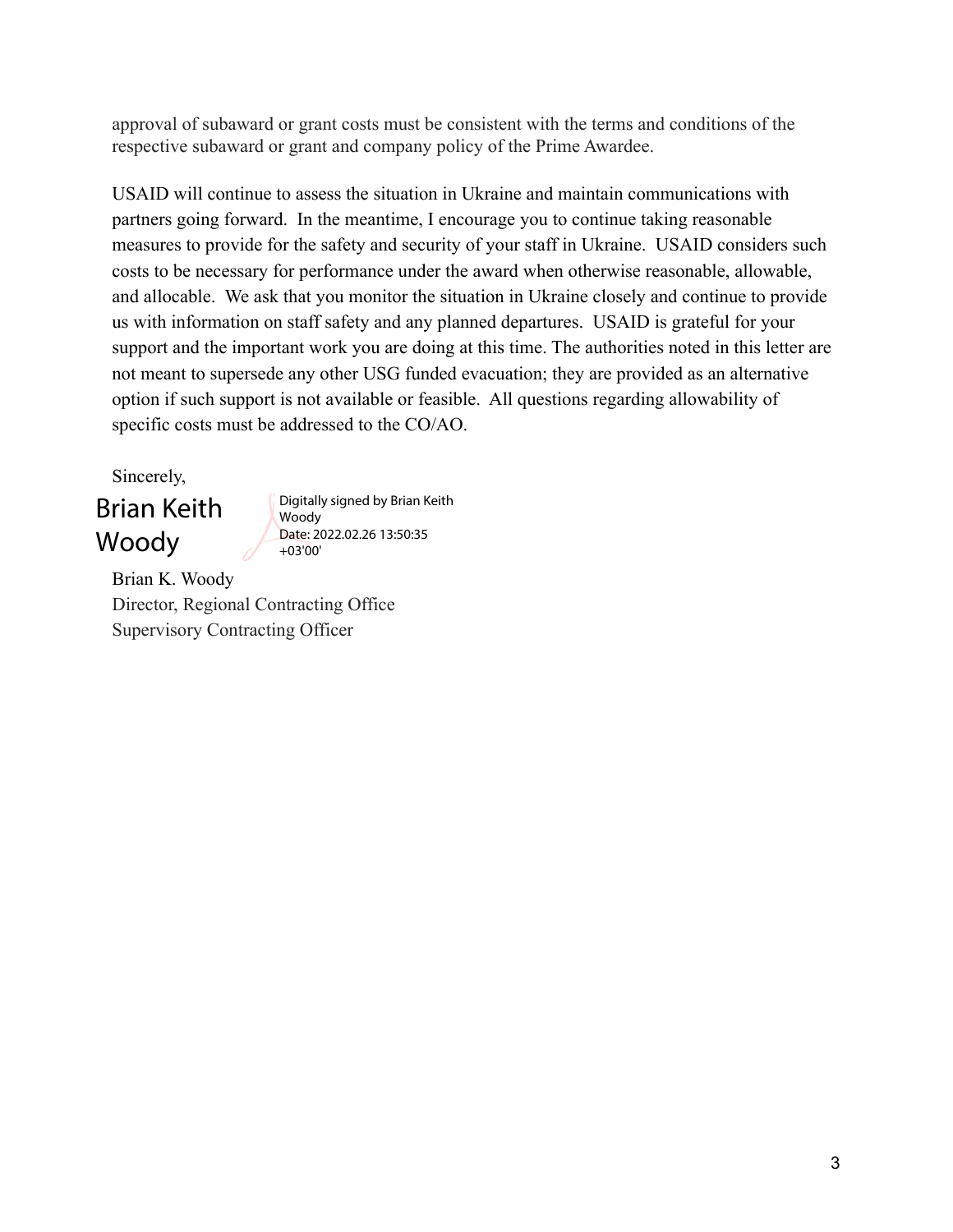approval of subaward or grant costs must be consistent with the terms and conditions of the respective subaward or grant and company policy of the Prime Awardee.

USAID will continue to assess the situation in Ukraine and maintain communications with partners going forward. In the meantime, I encourage you to continue taking reasonable measures to provide for the safety and security of your staff in Ukraine. USAID considers such costs to be necessary for performance under the award when otherwise reasonable, allowable, and allocable. We ask that you monitor the situation in Ukraine closely and continue to provide us with information on staff safety and any planned departures. USAID is grateful for your support and the important work you are doing at this time. The authorities noted in this letter are not meant to supersede any other USG funded evacuation; they are provided as an alternative option if such support is not available or feasible. All questions regarding allowability of specific costs must be addressed to the CO/AO.

Sincerely,

Brian Keith Woody

Digitally signed by Brian Keith Woody
Date: 2022.02.26 13:50:35 +03'00'

Brian K. Woody
Director, Regional Contracting Office
Supervisory Contracting Officer